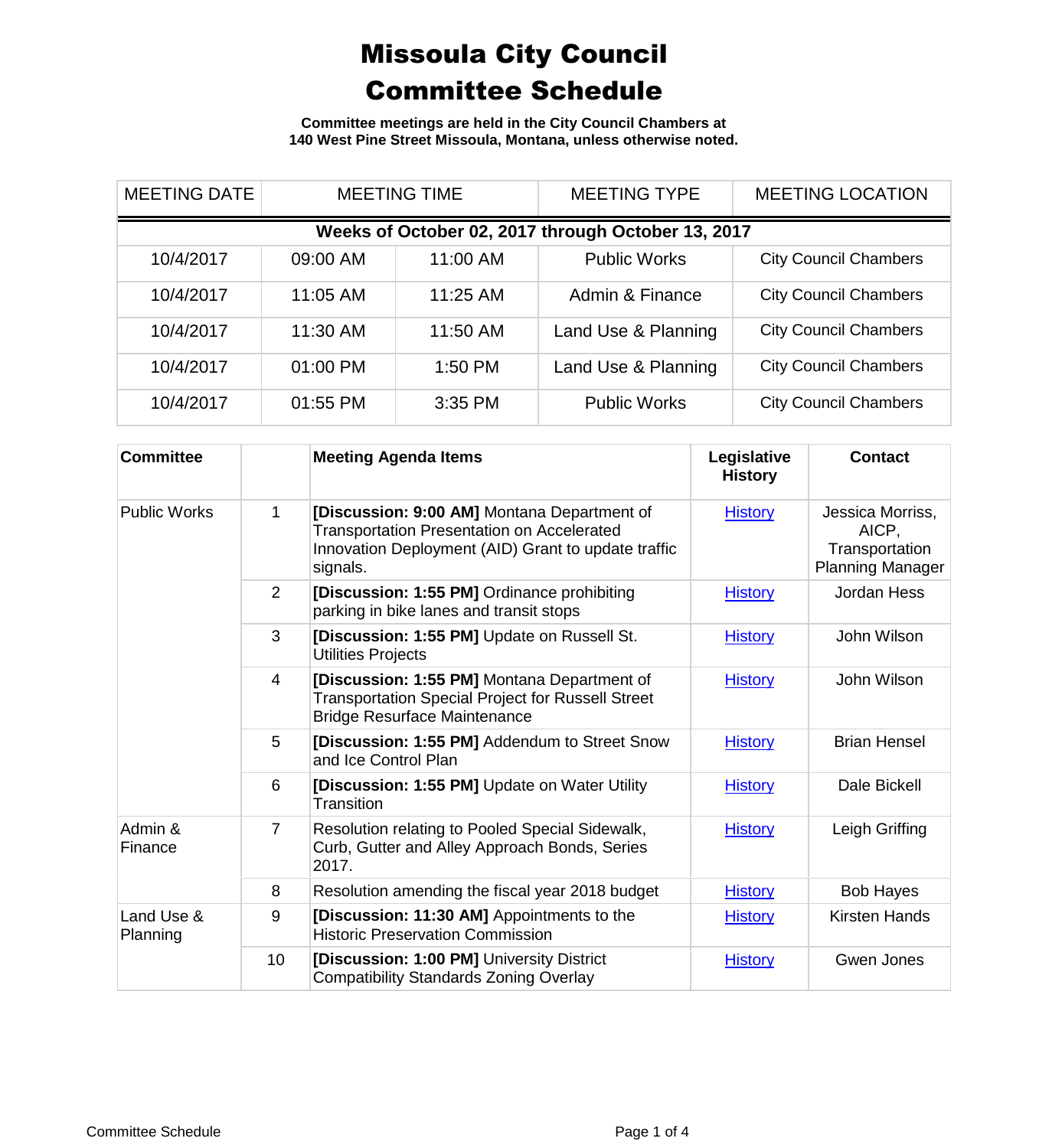# Missoula City Council Committee Schedule

**Committee meetings are held in the City Council Chambers at 140 West Pine Street Missoula, Montana, unless otherwise noted.**

| MEETING DATE | MEETING TIME | | MEETING TYPE | MEETING LOCATION |
|---|---|---|---|---|
| **Weeks of October 02, 2017 through October 13, 2017** | | | | |
| 10/4/2017 | 09:00 AM | 11:00 AM | Public Works | City Council Chambers |
| 10/4/2017 | 11:05 AM | 11:25 AM | Admin & Finance | City Council Chambers |
| 10/4/2017 | 11:30 AM | 11:50 AM | Land Use & Planning | City Council Chambers |
| 10/4/2017 | 01:00 PM | 1:50 PM | Land Use & Planning | City Council Chambers |
| 10/4/2017 | 01:55 PM | 3:35 PM | Public Works | City Council Chambers |

| Committee | | Meeting Agenda Items | Legislative History | Contact |
|---|---|---|---|---|
| Public Works | 1 | **[Discussion: 9:00 AM]** Montana Department of Transportation Presentation on Accelerated Innovation Deployment (AID) Grant to update traffic signals. | History | Jessica Morriss, AICP, Transportation Planning Manager |
| | 2 | **[Discussion: 1:55 PM]** Ordinance prohibiting parking in bike lanes and transit stops | History | Jordan Hess |
| | 3 | **[Discussion: 1:55 PM]** Update on Russell St. Utilities Projects | History | John Wilson |
| | 4 | **[Discussion: 1:55 PM]** Montana Department of Transportation Special Project for Russell Street Bridge Resurface Maintenance | History | John Wilson |
| | 5 | **[Discussion: 1:55 PM]** Addendum to Street Snow and Ice Control Plan | History | Brian Hensel |
| | 6 | **[Discussion: 1:55 PM]** Update on Water Utility Transition | History | Dale Bickell |
| Admin & Finance | 7 | Resolution relating to Pooled Special Sidewalk, Curb, Gutter and Alley Approach Bonds, Series 2017. | History | Leigh Griffing |
| | 8 | Resolution amending the fiscal year 2018 budget | History | Bob Hayes |
| Land Use & Planning | 9 | **[Discussion: 11:30 AM]** Appointments to the Historic Preservation Commission | History | Kirsten Hands |
| | 10 | **[Discussion: 1:00 PM]** University District Compatibility Standards Zoning Overlay | History | Gwen Jones |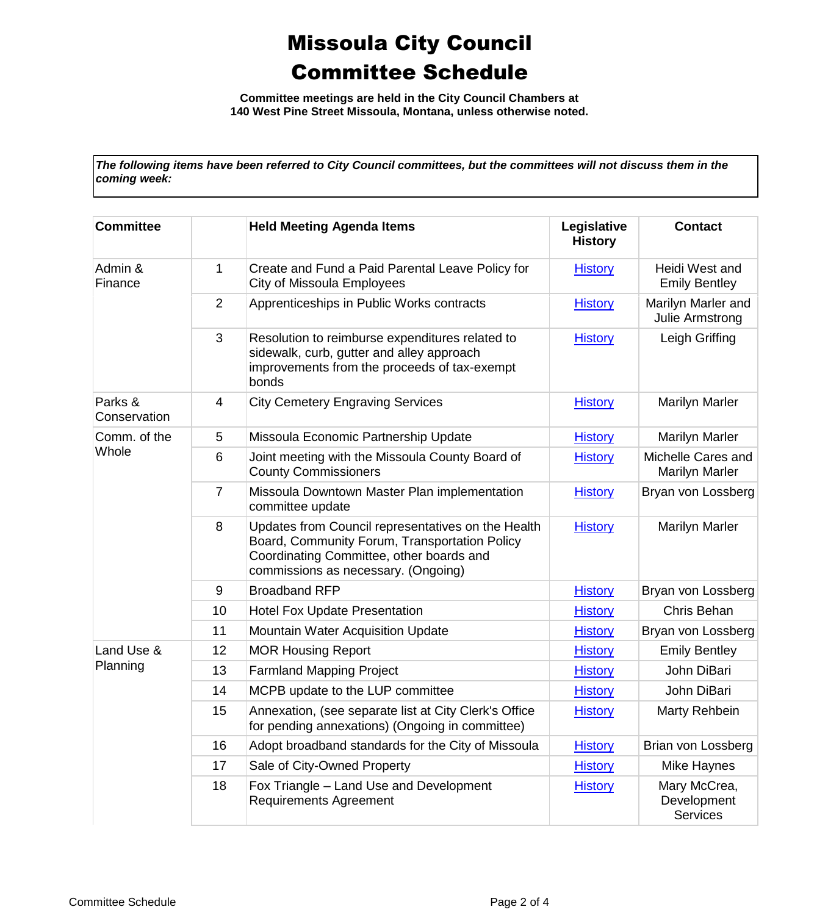# Missoula City Council Committee Schedule

**Committee meetings are held in the City Council Chambers at 140 West Pine Street Missoula, Montana, unless otherwise noted.**

***The following items have been referred to City Council committees, but the committees will not discuss them in the coming week:***

| Committee | | Held Meeting Agenda Items | Legislative History | Contact |
|---|---|---|---|---|
| Admin & Finance | 1 | Create and Fund a Paid Parental Leave Policy for City of Missoula Employees | History | Heidi West and Emily Bentley |
| | 2 | Apprenticeships in Public Works contracts | History | Marilyn Marler and Julie Armstrong |
| | 3 | Resolution to reimburse expenditures related to sidewalk, curb, gutter and alley approach improvements from the proceeds of tax-exempt bonds | History | Leigh Griffing |
| Parks & Conservation | 4 | City Cemetery Engraving Services | History | Marilyn Marler |
| Comm. of the Whole | 5 | Missoula Economic Partnership Update | History | Marilyn Marler |
| | 6 | Joint meeting with the Missoula County Board of County Commissioners | History | Michelle Cares and Marilyn Marler |
| | 7 | Missoula Downtown Master Plan implementation committee update | History | Bryan von Lossberg |
| | 8 | Updates from Council representatives on the Health Board, Community Forum, Transportation Policy Coordinating Committee, other boards and commissions as necessary. (Ongoing) | History | Marilyn Marler |
| | 9 | Broadband RFP | History | Bryan von Lossberg |
| | 10 | Hotel Fox Update Presentation | History | Chris Behan |
| | 11 | Mountain Water Acquisition Update | History | Bryan von Lossberg |
| Land Use & Planning | 12 | MOR Housing Report | History | Emily Bentley |
| | 13 | Farmland Mapping Project | History | John DiBari |
| | 14 | MCPB update to the LUP committee | History | John DiBari |
| | 15 | Annexation, (see separate list at City Clerk's Office for pending annexations) (Ongoing in committee) | History | Marty Rehbein |
| | 16 | Adopt broadband standards for the City of Missoula | History | Brian von Lossberg |
| | 17 | Sale of City-Owned Property | History | Mike Haynes |
| | 18 | Fox Triangle – Land Use and Development Requirements Agreement | History | Mary McCrea, Development Services |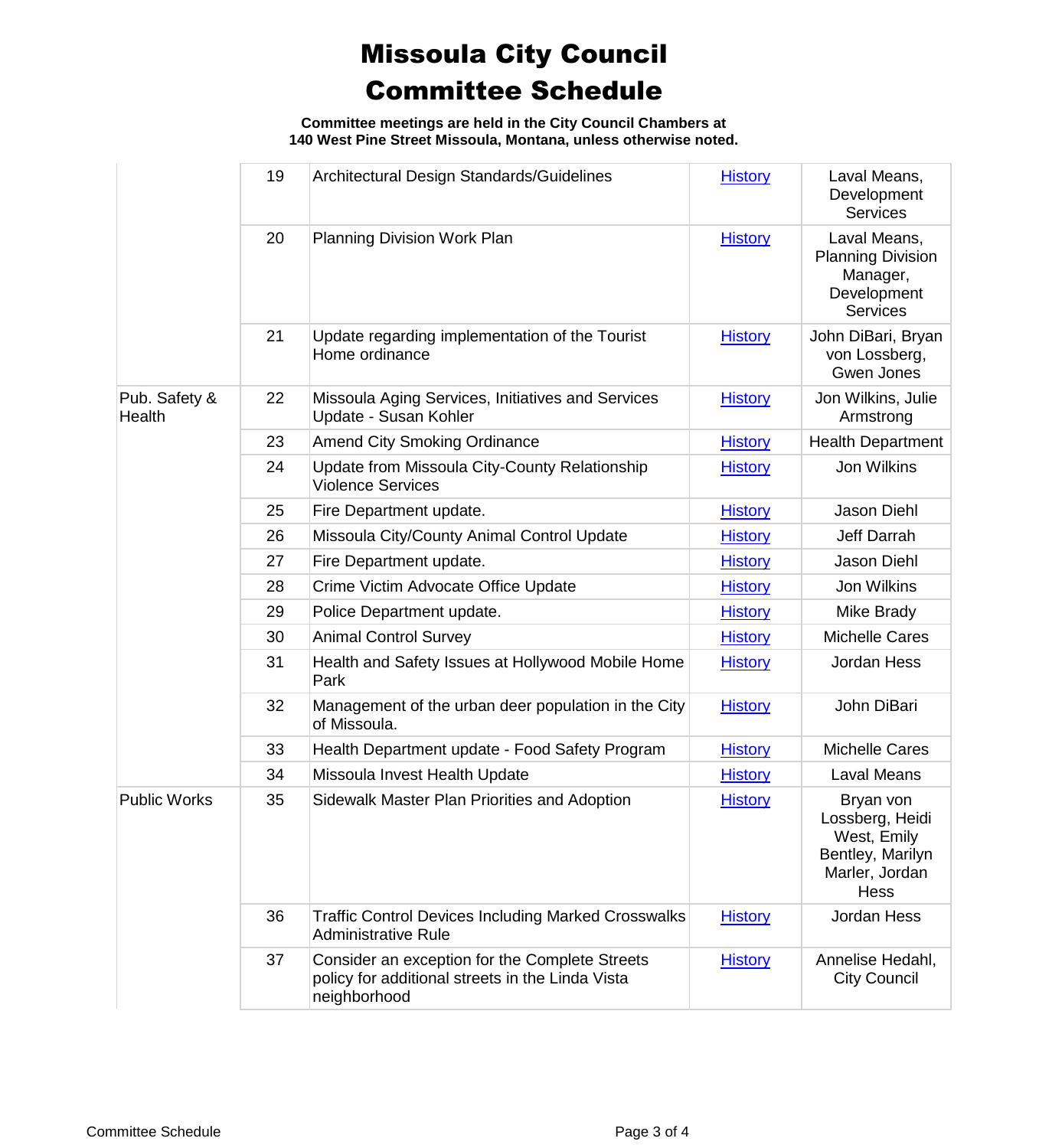# Missoula City Council
# Committee Schedule

**Committee meetings are held in the City Council Chambers at 140 West Pine Street Missoula, Montana, unless otherwise noted.**

| | | | | |
|---|---|---|---|---|
| | 19 | Architectural Design Standards/Guidelines | History | Laval Means, Development Services |
| | 20 | Planning Division Work Plan | History | Laval Means, Planning Division Manager, Development Services |
| | 21 | Update regarding implementation of the Tourist Home ordinance | History | John DiBari, Bryan von Lossberg, Gwen Jones |
| Pub. Safety & Health | 22 | Missoula Aging Services, Initiatives and Services Update - Susan Kohler | History | Jon Wilkins, Julie Armstrong |
| | 23 | Amend City Smoking Ordinance | History | Health Department |
| | 24 | Update from Missoula City-County Relationship Violence Services | History | Jon Wilkins |
| | 25 | Fire Department update. | History | Jason Diehl |
| | 26 | Missoula City/County Animal Control Update | History | Jeff Darrah |
| | 27 | Fire Department update. | History | Jason Diehl |
| | 28 | Crime Victim Advocate Office Update | History | Jon Wilkins |
| | 29 | Police Department update. | History | Mike Brady |
| | 30 | Animal Control Survey | History | Michelle Cares |
| | 31 | Health and Safety Issues at Hollywood Mobile Home Park | History | Jordan Hess |
| | 32 | Management of the urban deer population in the City of Missoula. | History | John DiBari |
| | 33 | Health Department update - Food Safety Program | History | Michelle Cares |
| | 34 | Missoula Invest Health Update | History | Laval Means |
| Public Works | 35 | Sidewalk Master Plan Priorities and Adoption | History | Bryan von Lossberg, Heidi West, Emily Bentley, Marilyn Marler, Jordan Hess |
| | 36 | Traffic Control Devices Including Marked Crosswalks Administrative Rule | History | Jordan Hess |
| | 37 | Consider an exception for the Complete Streets policy for additional streets in the Linda Vista neighborhood | History | Annelise Hedahl, City Council |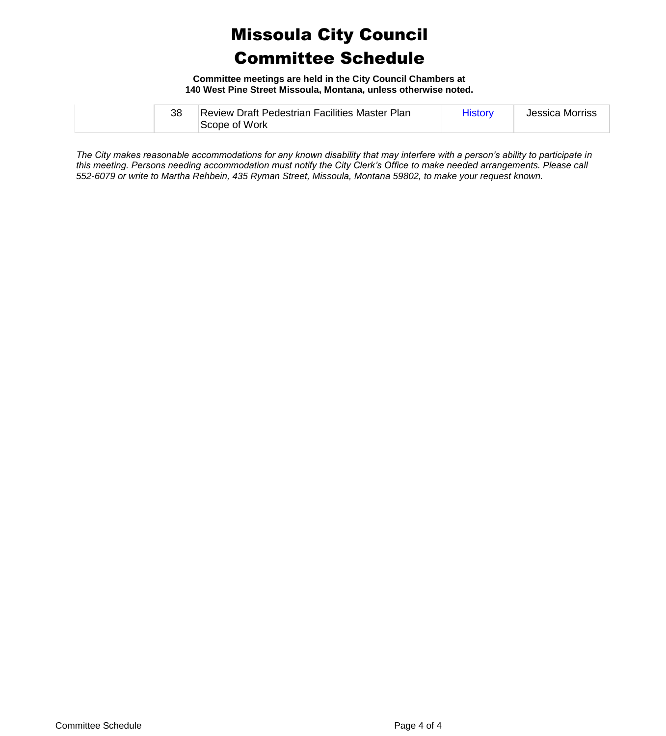# Missoula City Council
# Committee Schedule

**Committee meetings are held in the City Council Chambers at 140 West Pine Street Missoula, Montana, unless otherwise noted.**

| | | | | |
|---|---|---|---|---|
| | 38 | Review Draft Pedestrian Facilities Master Plan Scope of Work | History | Jessica Morriss |

*The City makes reasonable accommodations for any known disability that may interfere with a person's ability to participate in this meeting. Persons needing accommodation must notify the City Clerk's Office to make needed arrangements. Please call 552-6079 or write to Martha Rehbein, 435 Ryman Street, Missoula, Montana 59802, to make your request known.*